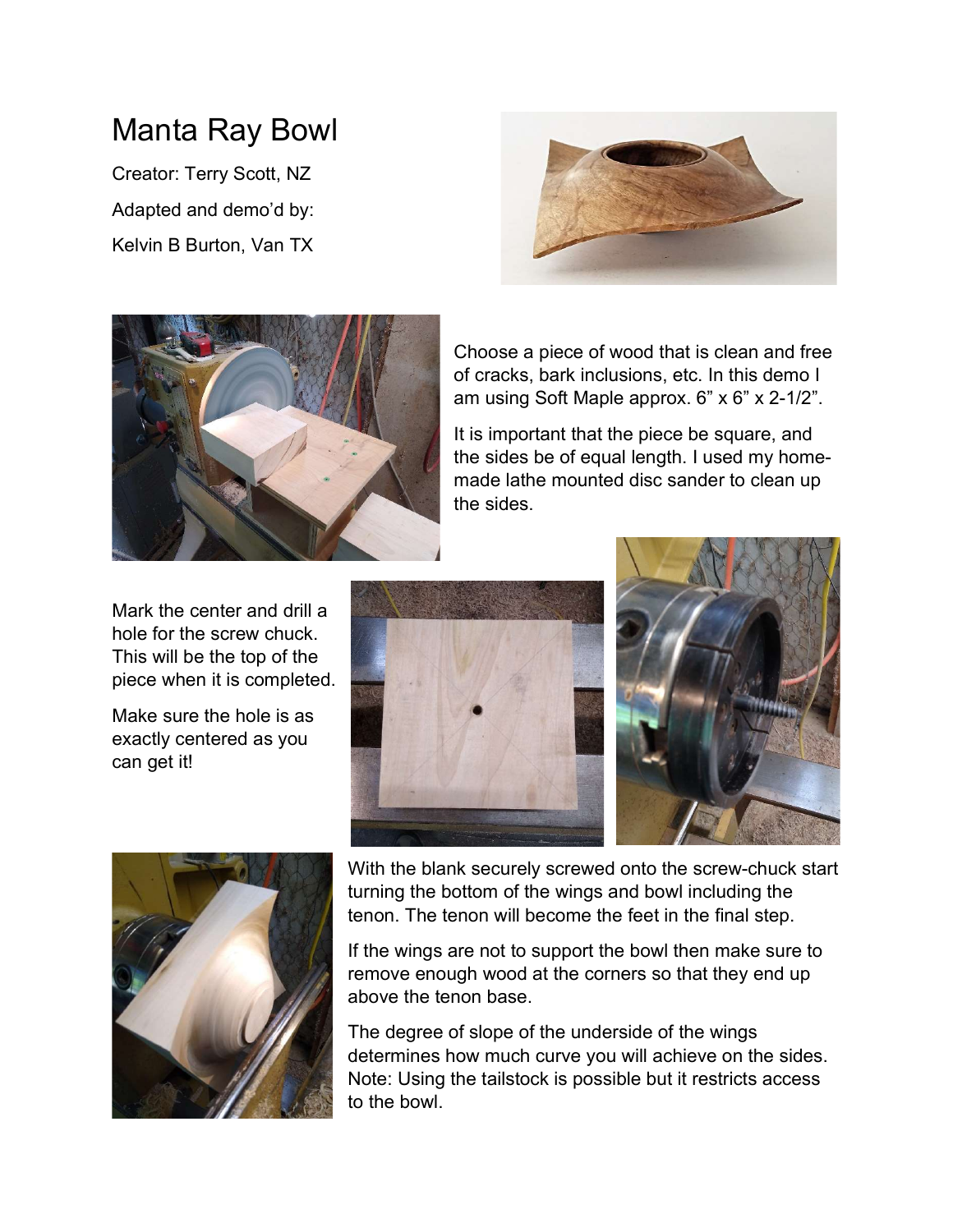# Manta Ray Bowl

Creator: Terry Scott, NZ

Adapted and demo'd by:

Kelvin B Burton, Van TX

Choose a piece of wood that is clean and free of cracks, bark inclusions, etc. In this demo I am using Soft Maple approx. 6" x 6" x 2-1/2".

It is important that the piece be square, and the sides be of equal length. I used my home-made lathe mounted disc sander to clean up the sides.

Mark the center and drill a hole for the screw chuck. This will be the top of the piece when it is completed.

Make sure the hole is as exactly centered as you can get it!

With the blank securely screwed onto the screw-chuck start turning the bottom of the wings and bowl including the tenon. The tenon will become the feet in the final step.

If the wings are not to support the bowl then make sure to remove enough wood at the corners so that they end up above the tenon base.

The degree of slope of the underside of the wings determines how much curve you will achieve on the sides. Note: Using the tailstock is possible but it restricts access to the bowl.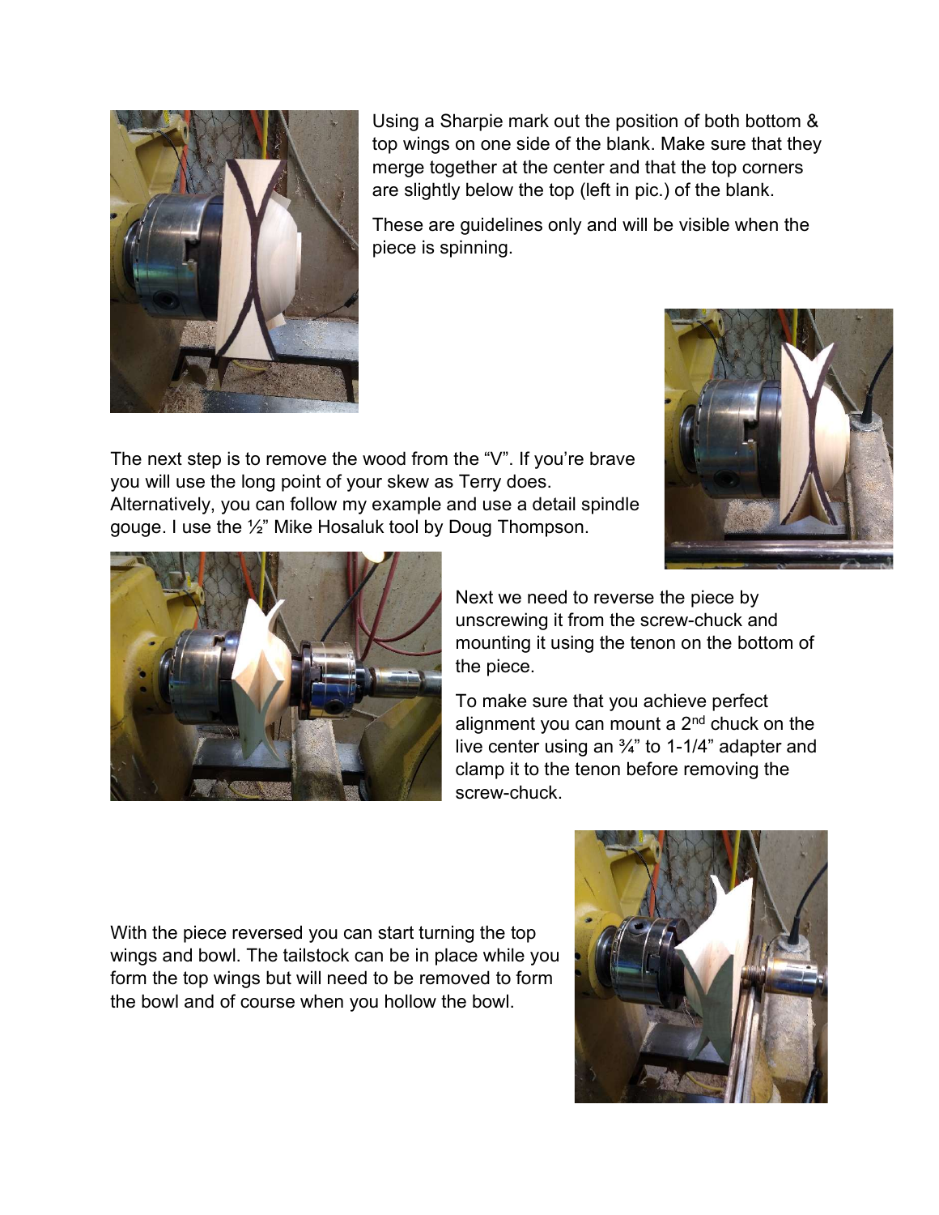Using a Sharpie mark out the position of both bottom & top wings on one side of the blank. Make sure that they merge together at the center and that the top corners are slightly below the top (left in pic.) of the blank.

These are guidelines only and will be visible when the piece is spinning.

The next step is to remove the wood from the "V". If you're brave you will use the long point of your skew as Terry does. Alternatively, you can follow my example and use a detail spindle gouge. I use the ½" Mike Hosaluk tool by Doug Thompson.

Next we need to reverse the piece by unscrewing it from the screw-chuck and mounting it using the tenon on the bottom of the piece.

To make sure that you achieve perfect alignment you can mount a 2nd chuck on the live center using an ¾" to 1-1/4" adapter and clamp it to the tenon before removing the screw-chuck.

With the piece reversed you can start turning the top wings and bowl. The tailstock can be in place while you form the top wings but will need to be removed to form the bowl and of course when you hollow the bowl.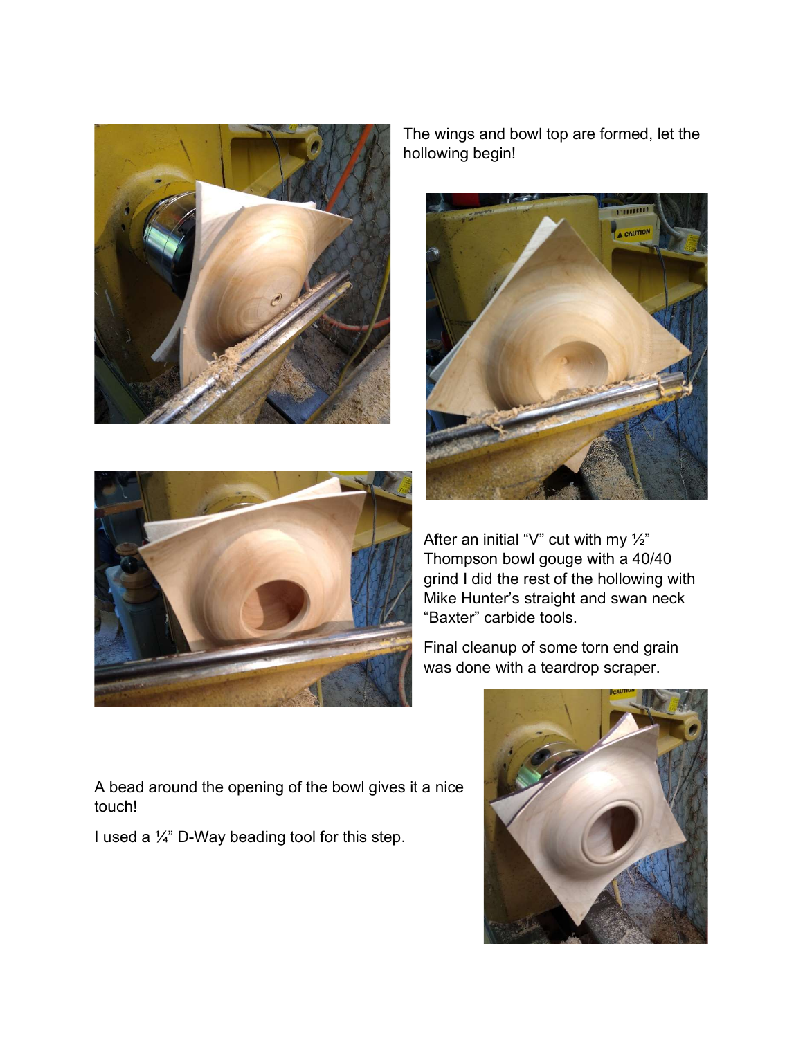The wings and bowl top are formed, let the hollowing begin!

After an initial “V” cut with my ½” Thompson bowl gouge with a 40/40 grind I did the rest of the hollowing with Mike Hunter’s straight and swan neck “Baxter” carbide tools.

Final cleanup of some torn end grain was done with a teardrop scraper.

A bead around the opening of the bowl gives it a nice touch!

I used a ¼” D-Way beading tool for this step.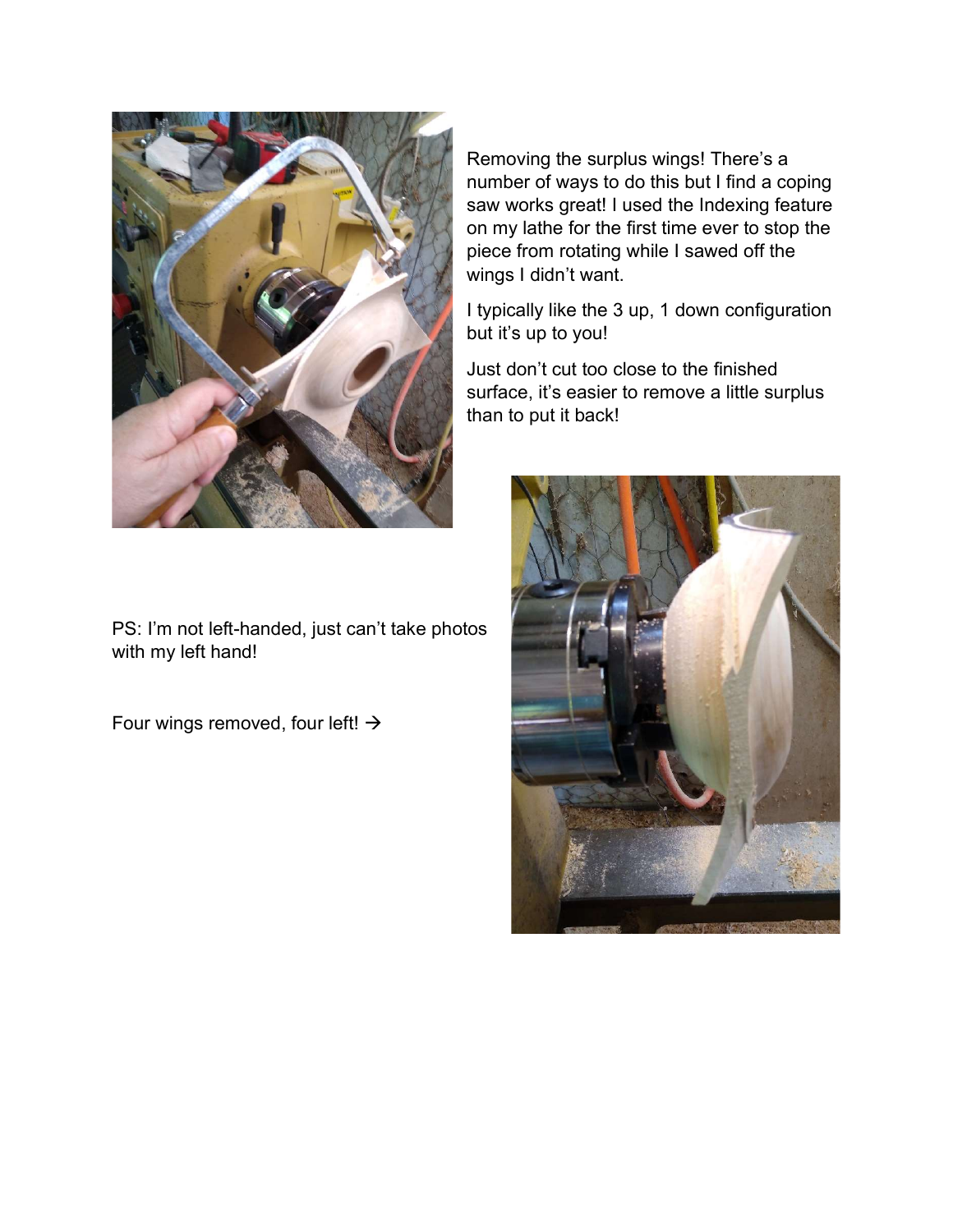Removing the surplus wings! There's a number of ways to do this but I find a coping saw works great! I used the Indexing feature on my lathe for the first time ever to stop the piece from rotating while I sawed off the wings I didn't want.

I typically like the 3 up, 1 down configuration but it's up to you!

Just don't cut too close to the finished surface, it's easier to remove a little surplus than to put it back!

PS: I'm not left-handed, just can't take photos with my left hand!

Four wings removed, four left! →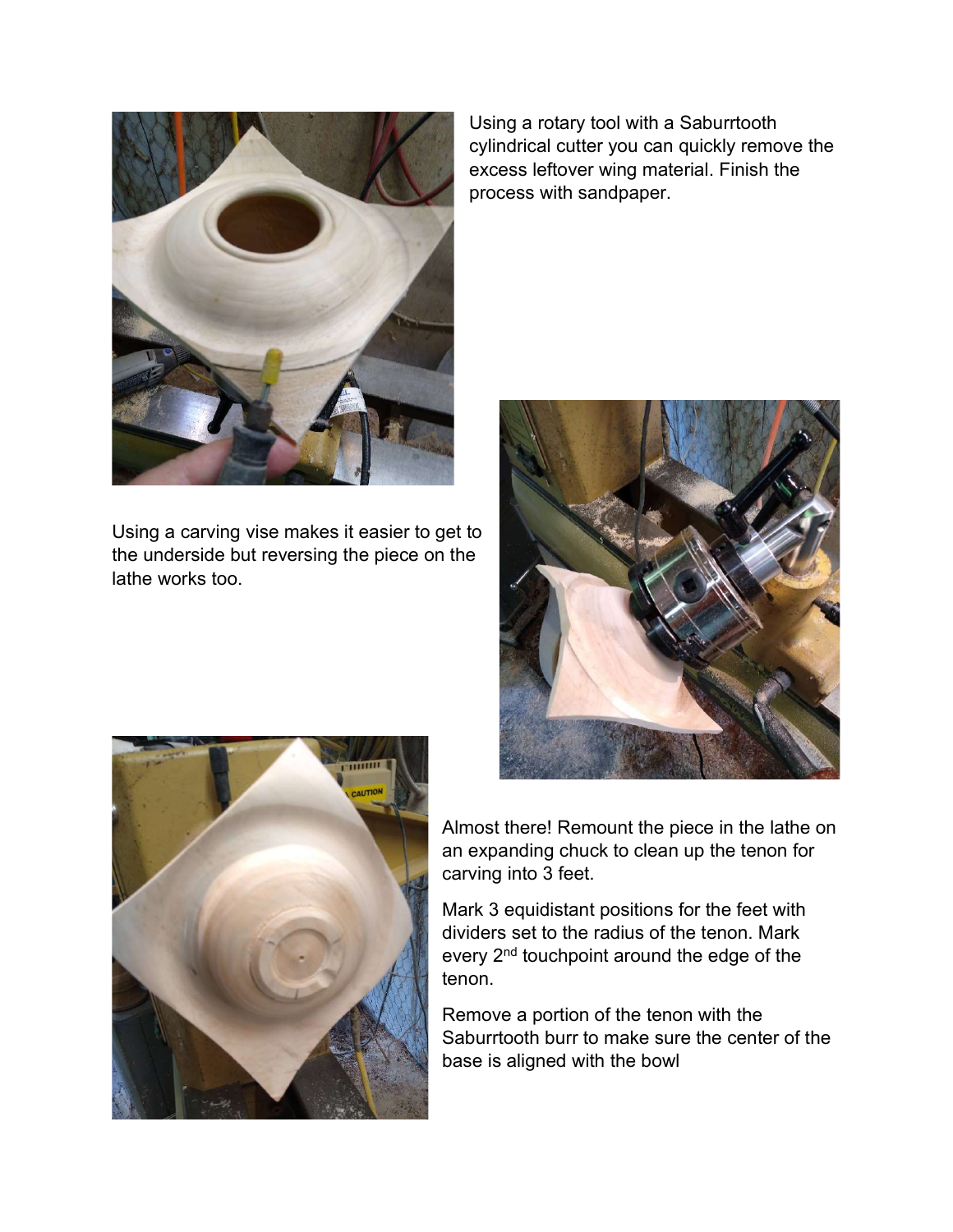Using a rotary tool with a Saburrtooth cylindrical cutter you can quickly remove the excess leftover wing material. Finish the process with sandpaper.

Using a carving vise makes it easier to get to the underside but reversing the piece on the lathe works too.

Almost there! Remount the piece in the lathe on an expanding chuck to clean up the tenon for carving into 3 feet.

Mark 3 equidistant positions for the feet with dividers set to the radius of the tenon. Mark every 2nd touchpoint around the edge of the tenon.

Remove a portion of the tenon with the Saburrtooth burr to make sure the center of the base is aligned with the bowl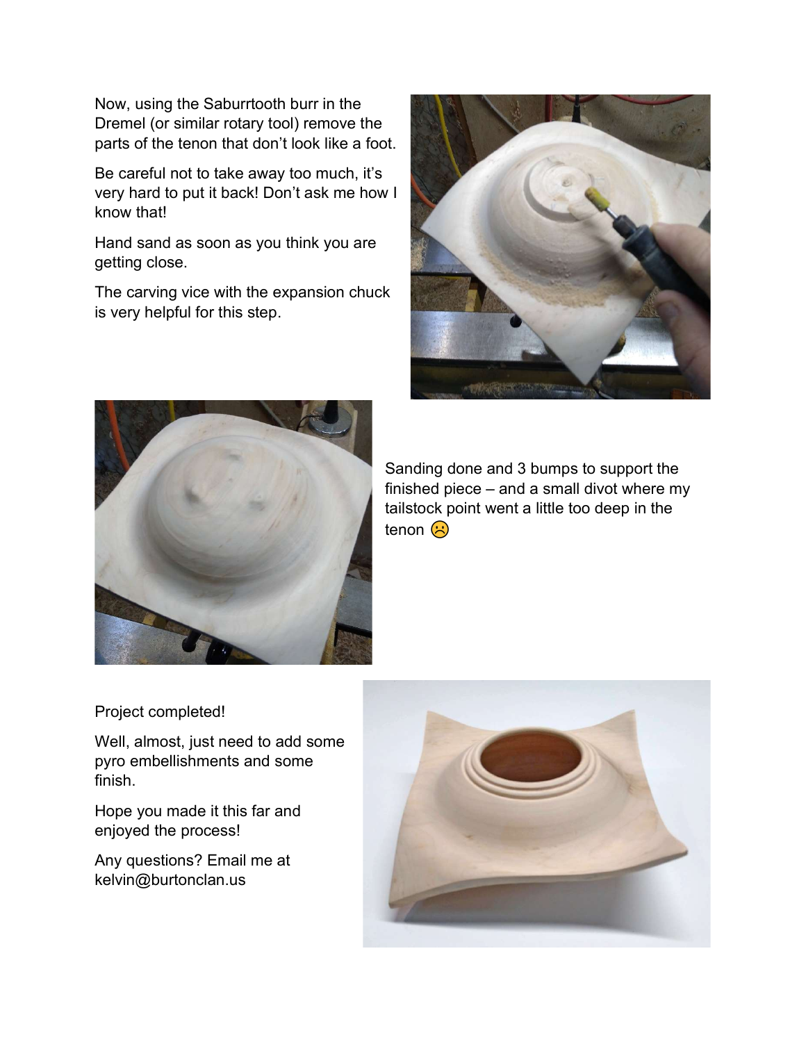Now, using the Saburrtooth burr in the Dremel (or similar rotary tool) remove the parts of the tenon that don't look like a foot.

Be careful not to take away too much, it's very hard to put it back! Don't ask me how I know that!

Hand sand as soon as you think you are getting close.

The carving vice with the expansion chuck is very helpful for this step.

Sanding done and 3 bumps to support the finished piece – and a small divot where my tailstock point went a little too deep in the tenon ☹

Project completed!

Well, almost, just need to add some pyro embellishments and some finish.

Hope you made it this far and enjoyed the process!

Any questions? Email me at kelvin@burtonclan.us